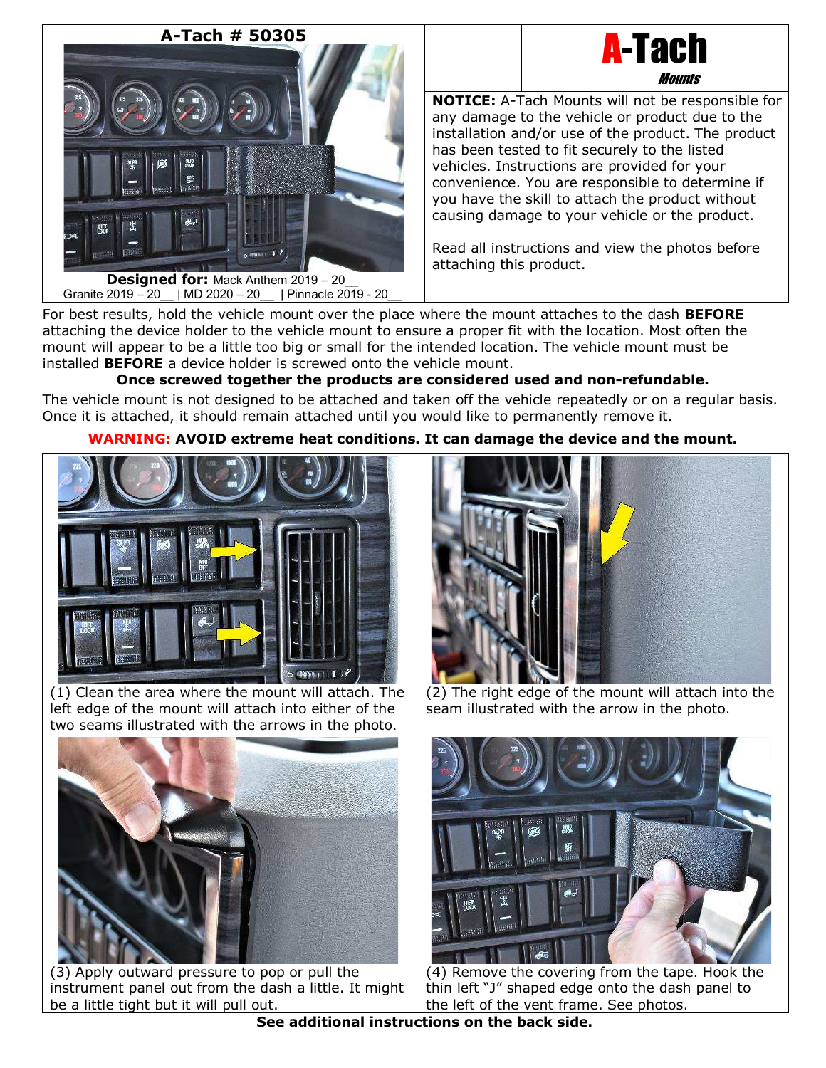# A-Tach # 50305

**Designed for:** Mack Anthem 2019 – 20__
Granite 2019 – 20__ | MD 2020 – 20__ | Pinnacle 2019 - 20__

**A-Tach** *Mounts*

**NOTICE:** A-Tach Mounts will not be responsible for any damage to the vehicle or product due to the installation and/or use of the product. The product has been tested to fit securely to the listed vehicles. Instructions are provided for your convenience. You are responsible to determine if you have the skill to attach the product without causing damage to your vehicle or the product.

Read all instructions and view the photos before attaching this product.

For best results, hold the vehicle mount over the place where the mount attaches to the dash **BEFORE** attaching the device holder to the vehicle mount to ensure a proper fit with the location. Most often the mount will appear to be a little too big or small for the intended location. The vehicle mount must be installed **BEFORE** a device holder is screwed onto the vehicle mount.

**Once screwed together the products are considered used and non-refundable.**

The vehicle mount is not designed to be attached and taken off the vehicle repeatedly or on a regular basis. Once it is attached, it should remain attached until you would like to permanently remove it.

**WARNING: AVOID extreme heat conditions. It can damage the device and the mount.**

(1) Clean the area where the mount will attach. The left edge of the mount will attach into either of the two seams illustrated with the arrows in the photo.

(2) The right edge of the mount will attach into the seam illustrated with the arrow in the photo.

(3) Apply outward pressure to pop or pull the instrument panel out from the dash a little. It might be a little tight but it will pull out.

(4) Remove the covering from the tape. Hook the thin left "J" shaped edge onto the dash panel to the left of the vent frame. See photos.

**See additional instructions on the back side.**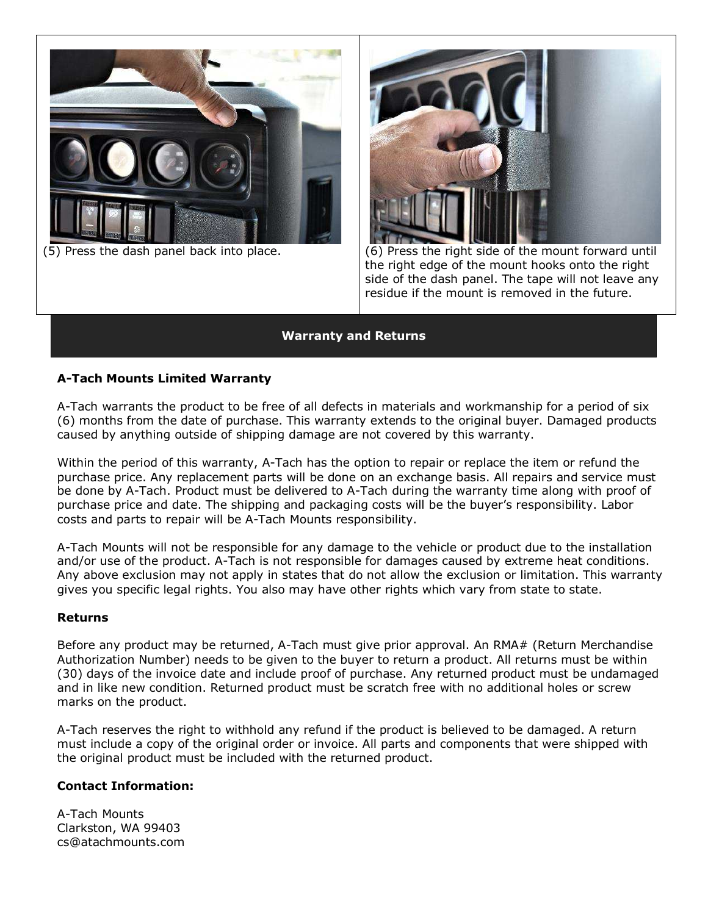(5) Press the dash panel back into place.

(6) Press the right side of the mount forward until the right edge of the mount hooks onto the right side of the dash panel. The tape will not leave any residue if the mount is removed in the future.

## Warranty and Returns

**A-Tach Mounts Limited Warranty**

A-Tach warrants the product to be free of all defects in materials and workmanship for a period of six (6) months from the date of purchase. This warranty extends to the original buyer. Damaged products caused by anything outside of shipping damage are not covered by this warranty.

Within the period of this warranty, A-Tach has the option to repair or replace the item or refund the purchase price. Any replacement parts will be done on an exchange basis. All repairs and service must be done by A-Tach. Product must be delivered to A-Tach during the warranty time along with proof of purchase price and date. The shipping and packaging costs will be the buyer's responsibility. Labor costs and parts to repair will be A-Tach Mounts responsibility.

A-Tach Mounts will not be responsible for any damage to the vehicle or product due to the installation and/or use of the product. A-Tach is not responsible for damages caused by extreme heat conditions. Any above exclusion may not apply in states that do not allow the exclusion or limitation. This warranty gives you specific legal rights. You also may have other rights which vary from state to state.

**Returns**

Before any product may be returned, A-Tach must give prior approval. An RMA# (Return Merchandise Authorization Number) needs to be given to the buyer to return a product. All returns must be within (30) days of the invoice date and include proof of purchase. Any returned product must be undamaged and in like new condition. Returned product must be scratch free with no additional holes or screw marks on the product.

A-Tach reserves the right to withhold any refund if the product is believed to be damaged. A return must include a copy of the original order or invoice. All parts and components that were shipped with the original product must be included with the returned product.

**Contact Information:**

A-Tach Mounts
Clarkston, WA 99403
cs@atachmounts.com